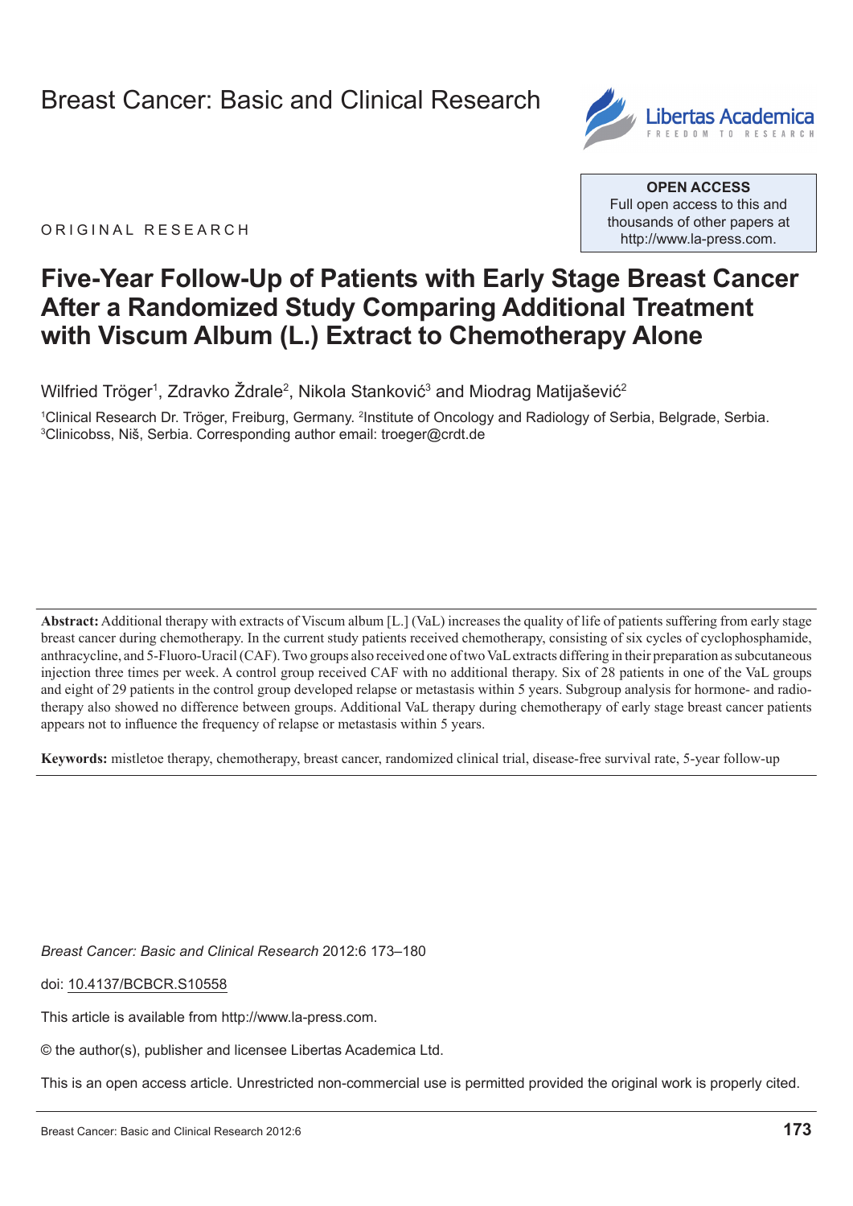Breast Cancer: Basic and Clinical Research

OPEN ACCESS
Full open access to this and thousands of other papers at http://www.la-press.com.

ORIGINAL RESEARCH

# Five-Year Follow-Up of Patients with Early Stage Breast Cancer After a Randomized Study Comparing Additional Treatment with Viscum Album (L.) Extract to Chemotherapy Alone

Wilfried Tröger[1], Zdravko Ždrale[2], Nikola Stanković[3] and Miodrag Matijašević[2]

[1]Clinical Research Dr. Tröger, Freiburg, Germany. [2]Institute of Oncology and Radiology of Serbia, Belgrade, Serbia. [3]Clinicobss, Niš, Serbia. Corresponding author email: troeger@crdt.de

**Abstract:** Additional therapy with extracts of Viscum album [L.] (VaL) increases the quality of life of patients suffering from early stage breast cancer during chemotherapy. In the current study patients received chemotherapy, consisting of six cycles of cyclophosphamide, anthracycline, and 5-Fluoro-Uracil (CAF). Two groups also received one of two VaL extracts differing in their preparation as subcutaneous injection three times per week. A control group received CAF with no additional therapy. Six of 28 patients in one of the VaL groups and eight of 29 patients in the control group developed relapse or metastasis within 5 years. Subgroup analysis for hormone- and radiotherapy also showed no difference between groups. Additional VaL therapy during chemotherapy of early stage breast cancer patients appears not to influence the frequency of relapse or metastasis within 5 years.

**Keywords:** mistletoe therapy, chemotherapy, breast cancer, randomized clinical trial, disease-free survival rate, 5-year follow-up

*Breast Cancer: Basic and Clinical Research* 2012:6 173–180

doi: 10.4137/BCBCR.S10558

This article is available from http://www.la-press.com.

© the author(s), publisher and licensee Libertas Academica Ltd.

This is an open access article. Unrestricted non-commercial use is permitted provided the original work is properly cited.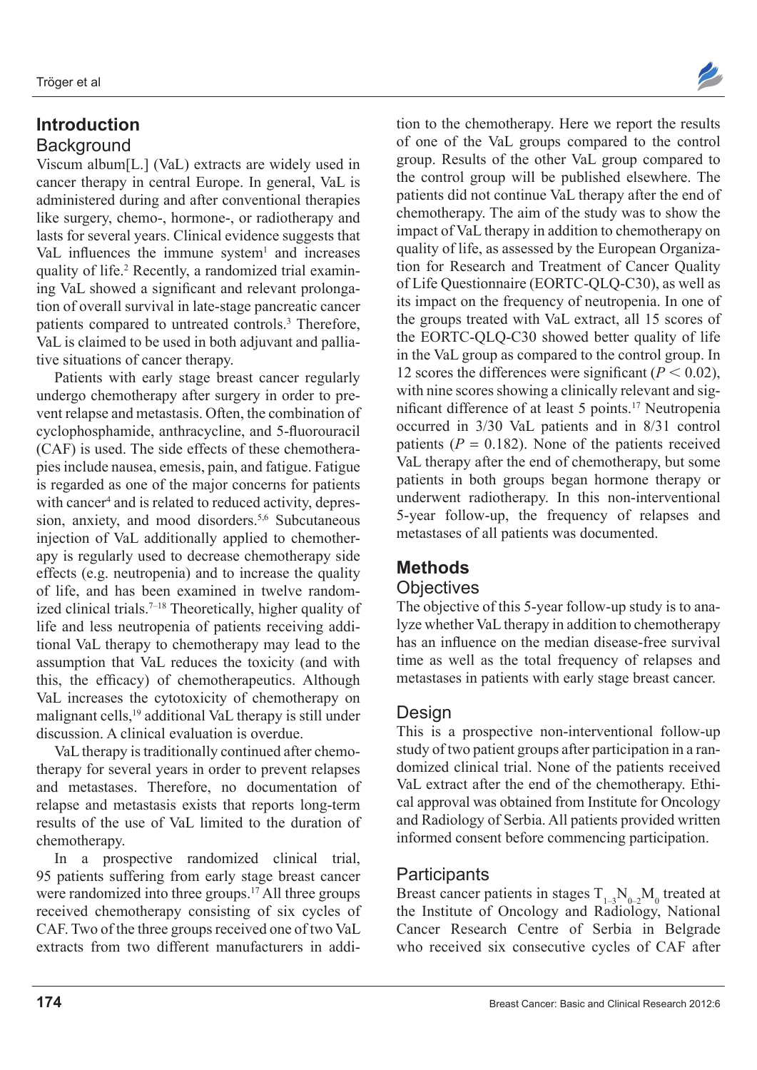## Introduction

### Background

Viscum album[L.] (VaL) extracts are widely used in cancer therapy in central Europe. In general, VaL is administered during and after conventional therapies like surgery, chemo-, hormone-, or radiotherapy and lasts for several years. Clinical evidence suggests that VaL influences the immune system[1] and increases quality of life.[2] Recently, a randomized trial examining VaL showed a significant and relevant prolongation of overall survival in late-stage pancreatic cancer patients compared to untreated controls.[3] Therefore, VaL is claimed to be used in both adjuvant and palliative situations of cancer therapy.

Patients with early stage breast cancer regularly undergo chemotherapy after surgery in order to prevent relapse and metastasis. Often, the combination of cyclophosphamide, anthracycline, and 5-fluorouracil (CAF) is used. The side effects of these chemotherapies include nausea, emesis, pain, and fatigue. Fatigue is regarded as one of the major concerns for patients with cancer[4] and is related to reduced activity, depression, anxiety, and mood disorders.[5,6] Subcutaneous injection of VaL additionally applied to chemotherapy is regularly used to decrease chemotherapy side effects (e.g. neutropenia) and to increase the quality of life, and has been examined in twelve randomized clinical trials.[7–18] Theoretically, higher quality of life and less neutropenia of patients receiving additional VaL therapy to chemotherapy may lead to the assumption that VaL reduces the toxicity (and with this, the efficacy) of chemotherapeutics. Although VaL increases the cytotoxicity of chemotherapy on malignant cells,[19] additional VaL therapy is still under discussion. A clinical evaluation is overdue.

VaL therapy is traditionally continued after chemotherapy for several years in order to prevent relapses and metastases. Therefore, no documentation of relapse and metastasis exists that reports long-term results of the use of VaL limited to the duration of chemotherapy.

In a prospective randomized clinical trial, 95 patients suffering from early stage breast cancer were randomized into three groups.[17] All three groups received chemotherapy consisting of six cycles of CAF. Two of the three groups received one of two VaL extracts from two different manufacturers in addition to the chemotherapy. Here we report the results of one of the VaL groups compared to the control group. Results of the other VaL group compared to the control group will be published elsewhere. The patients did not continue VaL therapy after the end of chemotherapy. The aim of the study was to show the impact of VaL therapy in addition to chemotherapy on quality of life, as assessed by the European Organization for Research and Treatment of Cancer Quality of Life Questionnaire (EORTC-QLQ-C30), as well as its impact on the frequency of neutropenia. In one of the groups treated with VaL extract, all 15 scores of the EORTC-QLQ-C30 showed better quality of life in the VaL group as compared to the control group. In 12 scores the differences were significant ($P < 0.02$), with nine scores showing a clinically relevant and significant difference of at least 5 points.[17] Neutropenia occurred in 3/30 VaL patients and in 8/31 control patients ($P = 0.182$). None of the patients received VaL therapy after the end of chemotherapy, but some patients in both groups began hormone therapy or underwent radiotherapy. In this non-interventional 5-year follow-up, the frequency of relapses and metastases of all patients was documented.

## Methods

### Objectives

The objective of this 5-year follow-up study is to analyze whether VaL therapy in addition to chemotherapy has an influence on the median disease-free survival time as well as the total frequency of relapses and metastases in patients with early stage breast cancer.

### Design

This is a prospective non-interventional follow-up study of two patient groups after participation in a randomized clinical trial. None of the patients received VaL extract after the end of the chemotherapy. Ethical approval was obtained from Institute for Oncology and Radiology of Serbia. All patients provided written informed consent before commencing participation.

### Participants

Breast cancer patients in stages $T_{1-3}N_{0-2}M_0$ treated at the Institute of Oncology and Radiology, National Cancer Research Centre of Serbia in Belgrade who received six consecutive cycles of CAF after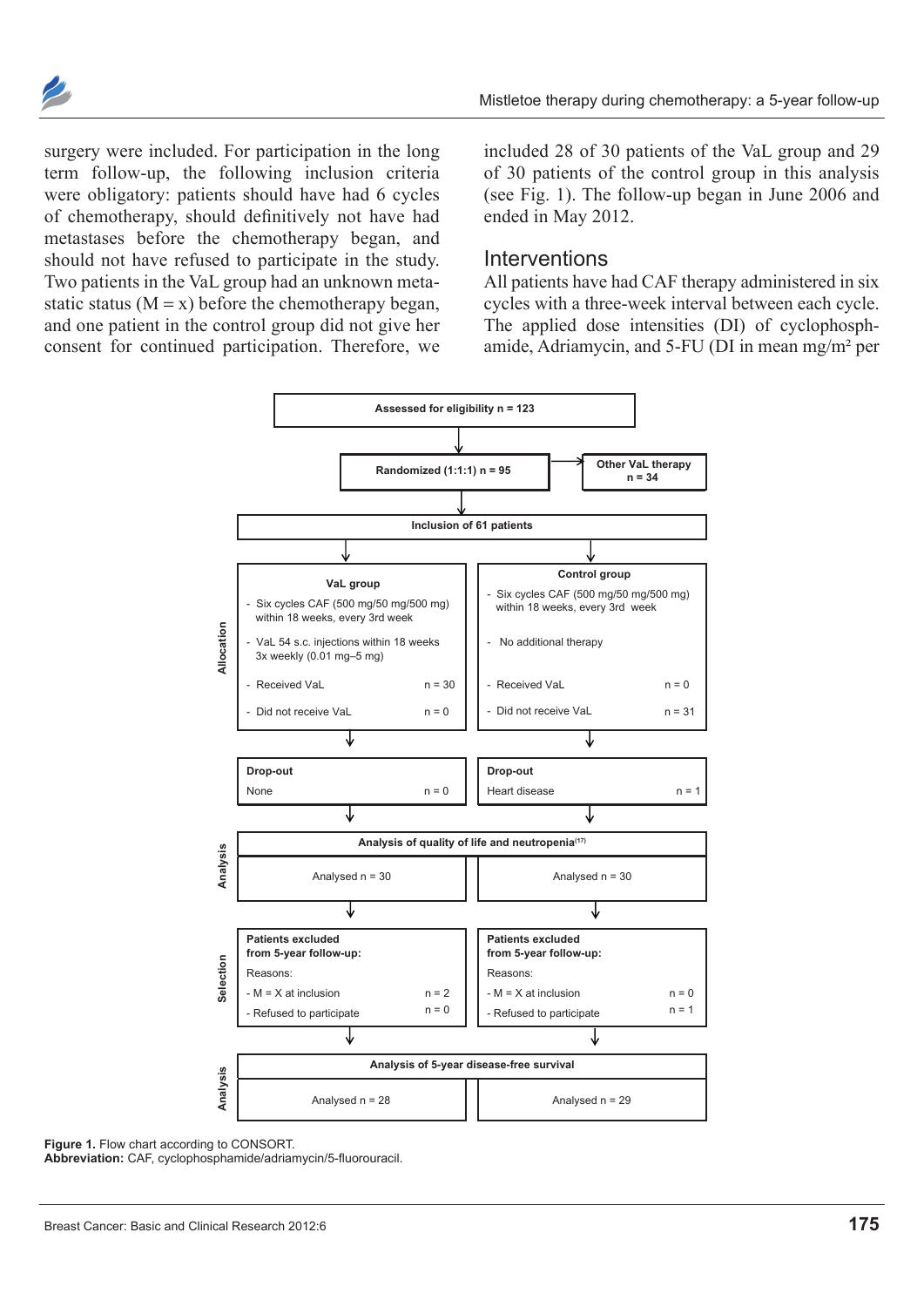surgery were included. For participation in the long term follow-up, the following inclusion criteria were obligatory: patients should have had 6 cycles of chemotherapy, should definitively not have had metastases before the chemotherapy began, and should not have refused to participate in the study. Two patients in the VaL group had an unknown metastatic status (M = x) before the chemotherapy began, and one patient in the control group did not give her consent for continued participation. Therefore, we included 28 of 30 patients of the VaL group and 29 of 30 patients of the control group in this analysis (see Fig. 1). The follow-up began in June 2006 and ended in May 2012.

## Interventions

All patients have had CAF therapy administered in six cycles with a three-week interval between each cycle. The applied dose intensities (DI) of cyclophosphamide, Adriamycin, and 5-FU (DI in mean mg/m² per

Assessed for eligibility n = 123

Randomized (1:1:1) n = 95 → Other VaL therapy n = 34

Inclusion of 61 patients

**Allocation**

| VaL group | Control group |
|---|---|
| - Six cycles CAF (500 mg/50 mg/500 mg) within 18 weeks, every 3rd week | - Six cycles CAF (500 mg/50 mg/500 mg) within 18 weeks, every 3rd week |
| - VaL 54 s.c. injections within 18 weeks 3x weekly (0.01 mg–5 mg) | - No additional therapy |
| - Received VaL n = 30 | - Received VaL n = 0 |
| - Did not receive VaL n = 0 | - Did not receive VaL n = 31 |

| Drop-out | Drop-out |
|---|---|
| None n = 0 | Heart disease n = 1 |

**Analysis**

Analysis of quality of life and neutropenia[17]

| Analysed n = 30 | Analysed n = 30 |
|---|---|

**Selection**

| Patients excluded from 5-year follow-up: | Patients excluded from 5-year follow-up: |
|---|---|
| Reasons: | Reasons: |
| - M = X at inclusion n = 2 | - M = X at inclusion n = 0 |
| - Refused to participate n = 0 | - Refused to participate n = 1 |

**Analysis**

Analysis of 5-year disease-free survival

| Analysed n = 28 | Analysed n = 29 |
|---|---|

**Figure 1.** Flow chart according to CONSORT.
**Abbreviation:** CAF, cyclophosphamide/adriamycin/5-fluorouracil.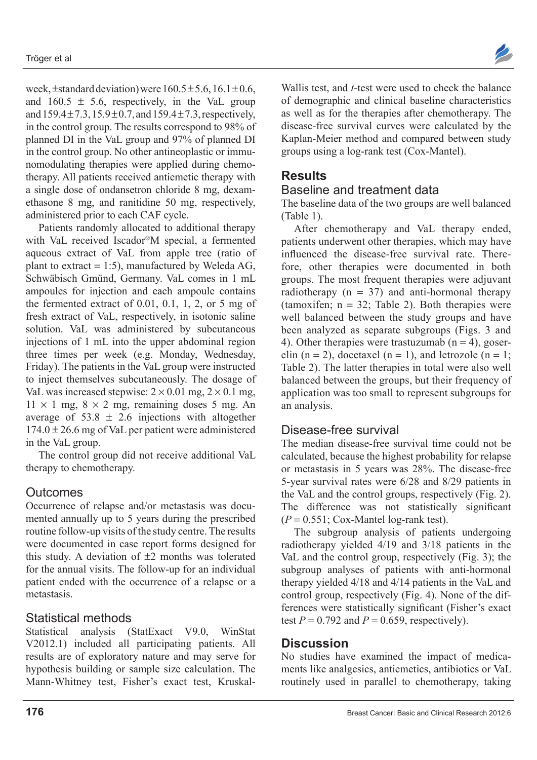week, ±standard deviation) were 160.5 ± 5.6, 16.1 ± 0.6, and 160.5 ± 5.6, respectively, in the VaL group and 159.4 ± 7.3, 15.9 ± 0.7, and 159.4 ± 7.3, respectively, in the control group. The results correspond to 98% of planned DI in the VaL group and 97% of planned DI in the control group. No other antineoplastic or immunomodulating therapies were applied during chemotherapy. All patients received antiemetic therapy with a single dose of ondansetron chloride 8 mg, dexamethasone 8 mg, and ranitidine 50 mg, respectively, administered prior to each CAF cycle.

Patients randomly allocated to additional therapy with VaL received Iscador®M special, a fermented aqueous extract of VaL from apple tree (ratio of plant to extract = 1:5), manufactured by Weleda AG, Schwäbisch Gmünd, Germany. VaL comes in 1 mL ampoules for injection and each ampoule contains the fermented extract of 0.01, 0.1, 1, 2, or 5 mg of fresh extract of VaL, respectively, in isotonic saline solution. VaL was administered by subcutaneous injections of 1 mL into the upper abdominal region three times per week (e.g. Monday, Wednesday, Friday). The patients in the VaL group were instructed to inject themselves subcutaneously. The dosage of VaL was increased stepwise: $2 \times 0.01$ mg, $2 \times 0.1$ mg, $11 \times 1$ mg, $8 \times 2$ mg, remaining doses 5 mg. An average of 53.8 ± 2.6 injections with altogether 174.0 ± 26.6 mg of VaL per patient were administered in the VaL group.

The control group did not receive additional VaL therapy to chemotherapy.

## Outcomes

Occurrence of relapse and/or metastasis was documented annually up to 5 years during the prescribed routine follow-up visits of the study centre. The results were documented in case report forms designed for this study. A deviation of ±2 months was tolerated for the annual visits. The follow-up for an individual patient ended with the occurrence of a relapse or a metastasis.

## Statistical methods

Statistical analysis (StatExact V9.0, WinStat V2012.1) included all participating patients. All results are of exploratory nature and may serve for hypothesis building or sample size calculation. The Mann-Whitney test, Fisher's exact test, Kruskal-Wallis test, and *t*-test were used to check the balance of demographic and clinical baseline characteristics as well as for the therapies after chemotherapy. The disease-free survival curves were calculated by the Kaplan-Meier method and compared between study groups using a log-rank test (Cox-Mantel).

# Results

## Baseline and treatment data

The baseline data of the two groups are well balanced (Table 1).

After chemotherapy and VaL therapy ended, patients underwent other therapies, which may have influenced the disease-free survival rate. Therefore, other therapies were documented in both groups. The most frequent therapies were adjuvant radiotherapy (n = 37) and anti-hormonal therapy (tamoxifen; n = 32; Table 2). Both therapies were well balanced between the study groups and have been analyzed as separate subgroups (Figs. 3 and 4). Other therapies were trastuzumab (n = 4), goserelin (n = 2), docetaxel (n = 1), and letrozole (n = 1; Table 2). The latter therapies in total were also well balanced between the groups, but their frequency of application was too small to represent subgroups for an analysis.

## Disease-free survival

The median disease-free survival time could not be calculated, because the highest probability for relapse or metastasis in 5 years was 28%. The disease-free 5-year survival rates were 6/28 and 8/29 patients in the VaL and the control groups, respectively (Fig. 2). The difference was not statistically significant ($P = 0.551$; Cox-Mantel log-rank test).

The subgroup analysis of patients undergoing radiotherapy yielded 4/19 and 3/18 patients in the VaL and the control group, respectively (Fig. 3); the subgroup analyses of patients with anti-hormonal therapy yielded 4/18 and 4/14 patients in the VaL and control group, respectively (Fig. 4). None of the differences were statistically significant (Fisher's exact test $P = 0.792$ and $P = 0.659$, respectively).

# Discussion

No studies have examined the impact of medicaments like analgesics, antiemetics, antibiotics or VaL routinely used in parallel to chemotherapy, taking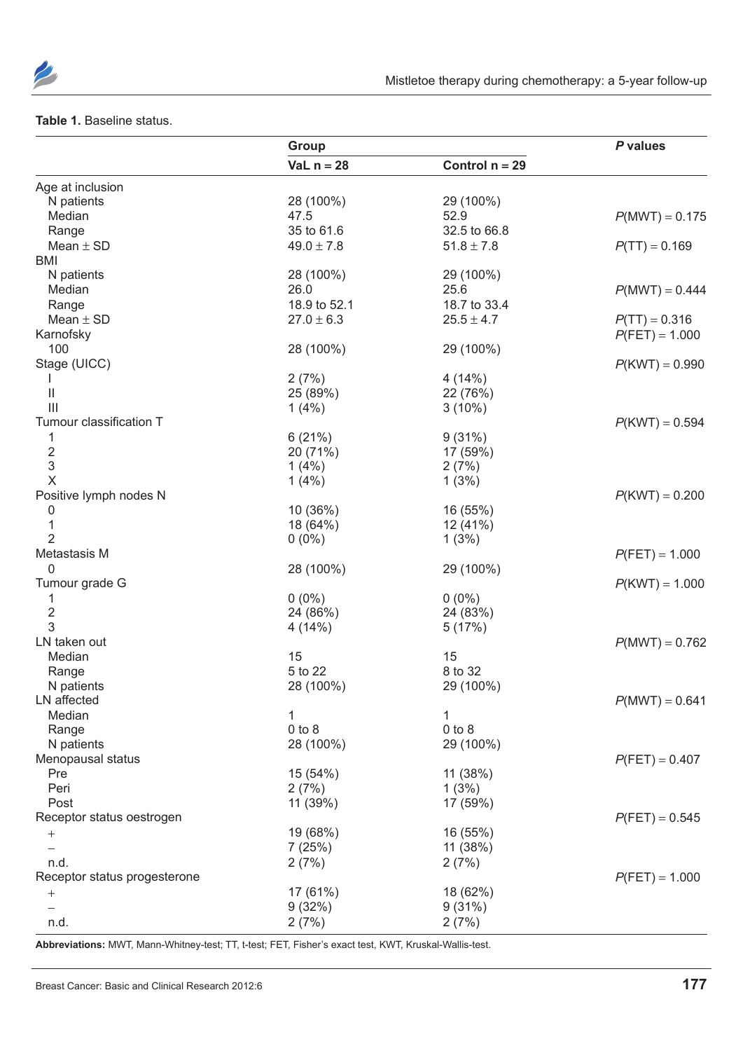**Table 1.** Baseline status.

| | Group | | *P* values |
|---|---|---|---|
| | **VaL n = 28** | **Control n = 29** | |
| Age at inclusion | | | |
| N patients | 28 (100%) | 29 (100%) | |
| Median | 47.5 | 52.9 | *P*(MWT) = 0.175 |
| Range | 35 to 61.6 | 32.5 to 66.8 | |
| Mean ± SD | 49.0 ± 7.8 | 51.8 ± 7.8 | *P*(TT) = 0.169 |
| BMI | | | |
| N patients | 28 (100%) | 29 (100%) | |
| Median | 26.0 | 25.6 | *P*(MWT) = 0.444 |
| Range | 18.9 to 52.1 | 18.7 to 33.4 | |
| Mean ± SD | 27.0 ± 6.3 | 25.5 ± 4.7 | *P*(TT) = 0.316 |
| Karnofsky | | | *P*(FET) = 1.000 |
| 100 | 28 (100%) | 29 (100%) | |
| Stage (UICC) | | | *P*(KWT) = 0.990 |
| I | 2 (7%) | 4 (14%) | |
| II | 25 (89%) | 22 (76%) | |
| III | 1 (4%) | 3 (10%) | |
| Tumour classification T | | | *P*(KWT) = 0.594 |
| 1 | 6 (21%) | 9 (31%) | |
| 2 | 20 (71%) | 17 (59%) | |
| 3 | 1 (4%) | 2 (7%) | |
| X | 1 (4%) | 1 (3%) | |
| Positive lymph nodes N | | | *P*(KWT) = 0.200 |
| 0 | 10 (36%) | 16 (55%) | |
| 1 | 18 (64%) | 12 (41%) | |
| 2 | 0 (0%) | 1 (3%) | |
| Metastasis M | | | *P*(FET) = 1.000 |
| 0 | 28 (100%) | 29 (100%) | |
| Tumour grade G | | | *P*(KWT) = 1.000 |
| 1 | 0 (0%) | 0 (0%) | |
| 2 | 24 (86%) | 24 (83%) | |
| 3 | 4 (14%) | 5 (17%) | |
| LN taken out | | | *P*(MWT) = 0.762 |
| Median | 15 | 15 | |
| Range | 5 to 22 | 8 to 32 | |
| N patients | 28 (100%) | 29 (100%) | |
| LN affected | | | *P*(MWT) = 0.641 |
| Median | 1 | 1 | |
| Range | 0 to 8 | 0 to 8 | |
| N patients | 28 (100%) | 29 (100%) | |
| Menopausal status | | | *P*(FET) = 0.407 |
| Pre | 15 (54%) | 11 (38%) | |
| Peri | 2 (7%) | 1 (3%) | |
| Post | 11 (39%) | 17 (59%) | |
| Receptor status oestrogen | | | *P*(FET) = 0.545 |
| + | 19 (68%) | 16 (55%) | |
| – | 7 (25%) | 11 (38%) | |
| n.d. | 2 (7%) | 2 (7%) | |
| Receptor status progesterone | | | *P*(FET) = 1.000 |
| + | 17 (61%) | 18 (62%) | |
| – | 9 (32%) | 9 (31%) | |
| n.d. | 2 (7%) | 2 (7%) | |

**Abbreviations:** MWT, Mann-Whitney-test; TT, t-test; FET, Fisher's exact test, KWT, Kruskal-Wallis-test.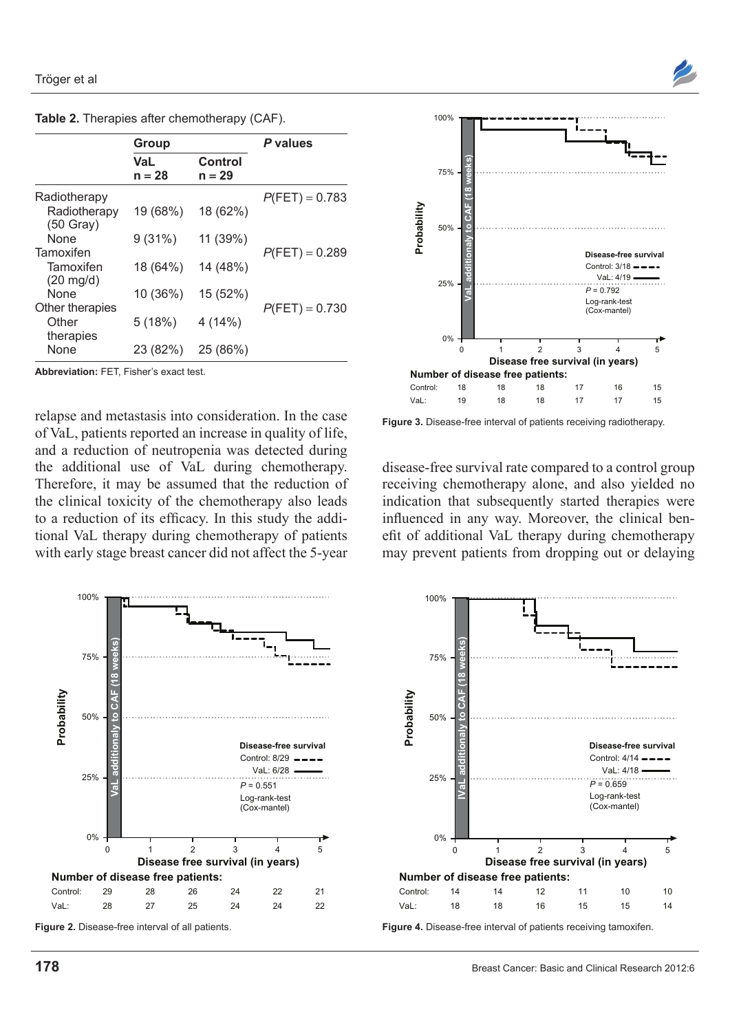**Table 2.** Therapies after chemotherapy (CAF).

| | Group | | P values |
|---|---|---|---|
| | VaL n = 28 | Control n = 29 | |
| Radiotherapy | | | $P$(FET) = 0.783 |
| Radiotherapy (50 Gray) | 19 (68%) | 18 (62%) | |
| None | 9 (31%) | 11 (39%) | |
| Tamoxifen | | | $P$(FET) = 0.289 |
| Tamoxifen (20 mg/d) | 18 (64%) | 14 (48%) | |
| None | 10 (36%) | 15 (52%) | |
| Other therapies | | | $P$(FET) = 0.730 |
| Other therapies | 5 (18%) | 4 (14%) | |
| None | 23 (82%) | 25 (86%) | |

**Abbreviation:** FET, Fisher's exact test.

relapse and metastasis into consideration. In the case of VaL, patients reported an increase in quality of life, and a reduction of neutropenia was detected during the additional use of VaL during chemotherapy. Therefore, it may be assumed that the reduction of the clinical toxicity of the chemotherapy also leads to a reduction of its efficacy. In this study the additional VaL therapy during chemotherapy of patients with early stage breast cancer did not affect the 5-year disease-free survival rate compared to a control group receiving chemotherapy alone, and also yielded no indication that subsequently started therapies were influenced in any way. Moreover, the clinical benefit of additional VaL therapy during chemotherapy may prevent patients from dropping out or delaying

**Figure 3.** Disease-free interval of patients receiving radiotherapy.

**Figure 2.** Disease-free interval of all patients.

**Figure 4.** Disease-free interval of patients receiving tamoxifen.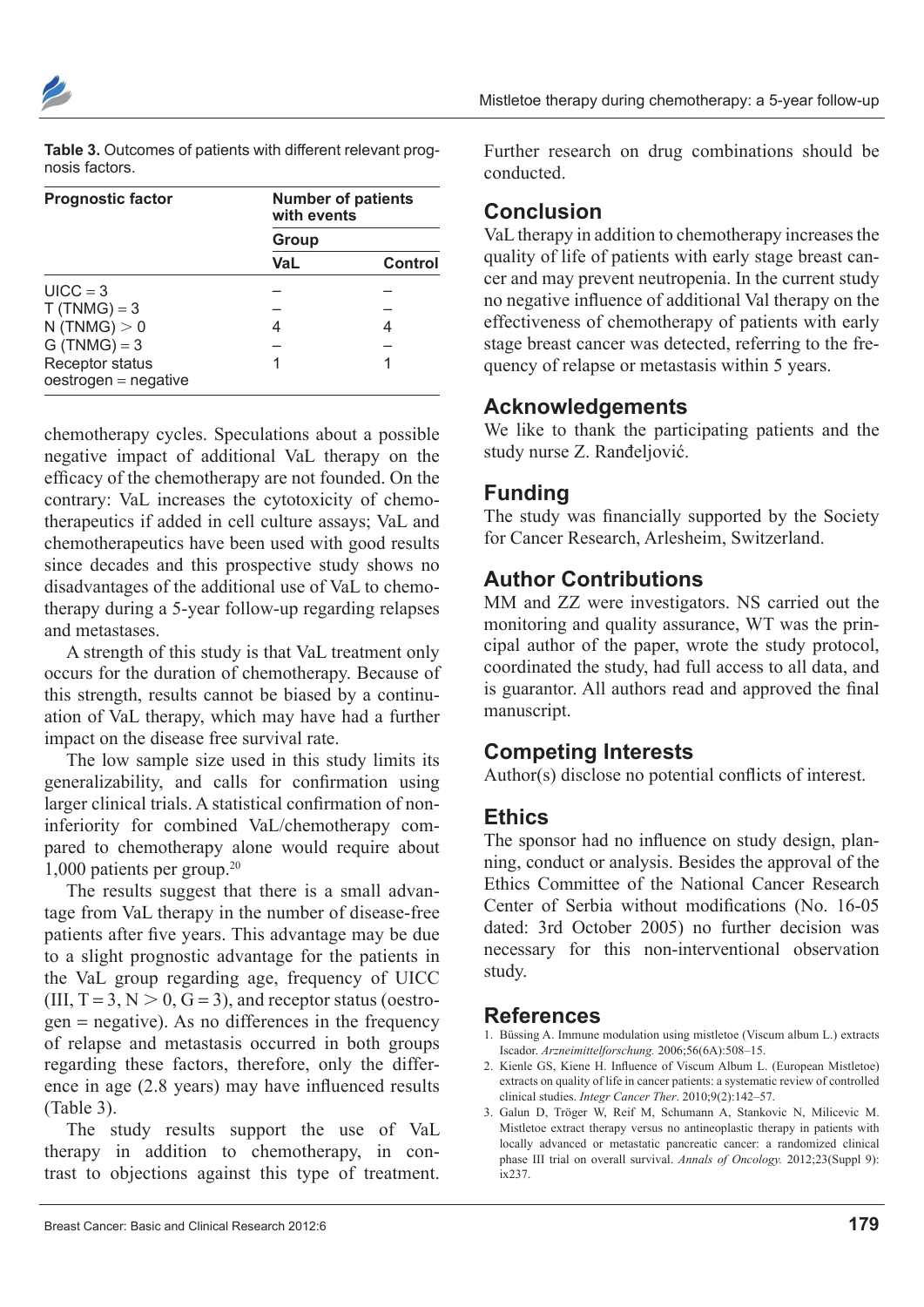**Table 3.** Outcomes of patients with different relevant prognosis factors.

| Prognostic factor | Number of patients with events | |
|---|---|---|
| | Group | |
| | VaL | Control |
| UICC = 3 | – | – |
| T (TNMG) = 3 | – | – |
| N (TNMG) > 0 | 4 | 4 |
| G (TNMG) = 3 | – | – |
| Receptor status oestrogen = negative | 1 | 1 |

chemotherapy cycles. Speculations about a possible negative impact of additional VaL therapy on the efficacy of the chemotherapy are not founded. On the contrary: VaL increases the cytotoxicity of chemotherapeutics if added in cell culture assays; VaL and chemotherapeutics have been used with good results since decades and this prospective study shows no disadvantages of the additional use of VaL to chemotherapy during a 5-year follow-up regarding relapses and metastases.

A strength of this study is that VaL treatment only occurs for the duration of chemotherapy. Because of this strength, results cannot be biased by a continuation of VaL therapy, which may have had a further impact on the disease free survival rate.

The low sample size used in this study limits its generalizability, and calls for confirmation using larger clinical trials. A statistical confirmation of non-inferiority for combined VaL/chemotherapy compared to chemotherapy alone would require about 1,000 patients per group.[20]

The results suggest that there is a small advantage from VaL therapy in the number of disease-free patients after five years. This advantage may be due to a slight prognostic advantage for the patients in the VaL group regarding age, frequency of UICC (III, T = 3, N > 0, G = 3), and receptor status (oestrogen = negative). As no differences in the frequency of relapse and metastasis occurred in both groups regarding these factors, therefore, only the difference in age (2.8 years) may have influenced results (Table 3).

The study results support the use of VaL therapy in addition to chemotherapy, in contrast to objections against this type of treatment. Further research on drug combinations should be conducted.

## Conclusion

VaL therapy in addition to chemotherapy increases the quality of life of patients with early stage breast cancer and may prevent neutropenia. In the current study no negative influence of additional Val therapy on the effectiveness of chemotherapy of patients with early stage breast cancer was detected, referring to the frequency of relapse or metastasis within 5 years.

## Acknowledgements

We like to thank the participating patients and the study nurse Z. Ranđeljović.

## Funding

The study was financially supported by the Society for Cancer Research, Arlesheim, Switzerland.

## Author Contributions

MM and ZZ were investigators. NS carried out the monitoring and quality assurance, WT was the principal author of the paper, wrote the study protocol, coordinated the study, had full access to all data, and is guarantor. All authors read and approved the final manuscript.

## Competing Interests

Author(s) disclose no potential conflicts of interest.

## Ethics

The sponsor had no influence on study design, planning, conduct or analysis. Besides the approval of the Ethics Committee of the National Cancer Research Center of Serbia without modifications (No. 16-05 dated: 3rd October 2005) no further decision was necessary for this non-interventional observation study.

## References

1. Büssing A. Immune modulation using mistletoe (Viscum album L.) extracts Iscador. *Arzneimittelforschung.* 2006;56(6A):508–15.
2. Kienle GS, Kiene H. Influence of Viscum Album L. (European Mistletoe) extracts on quality of life in cancer patients: a systematic review of controlled clinical studies. *Integr Cancer Ther*. 2010;9(2):142–57.
3. Galun D, Tröger W, Reif M, Schumann A, Stankovic N, Milicevic M. Mistletoe extract therapy versus no antineoplastic therapy in patients with locally advanced or metastatic pancreatic cancer: a randomized clinical phase III trial on overall survival. *Annals of Oncology.* 2012;23(Suppl 9): ix237.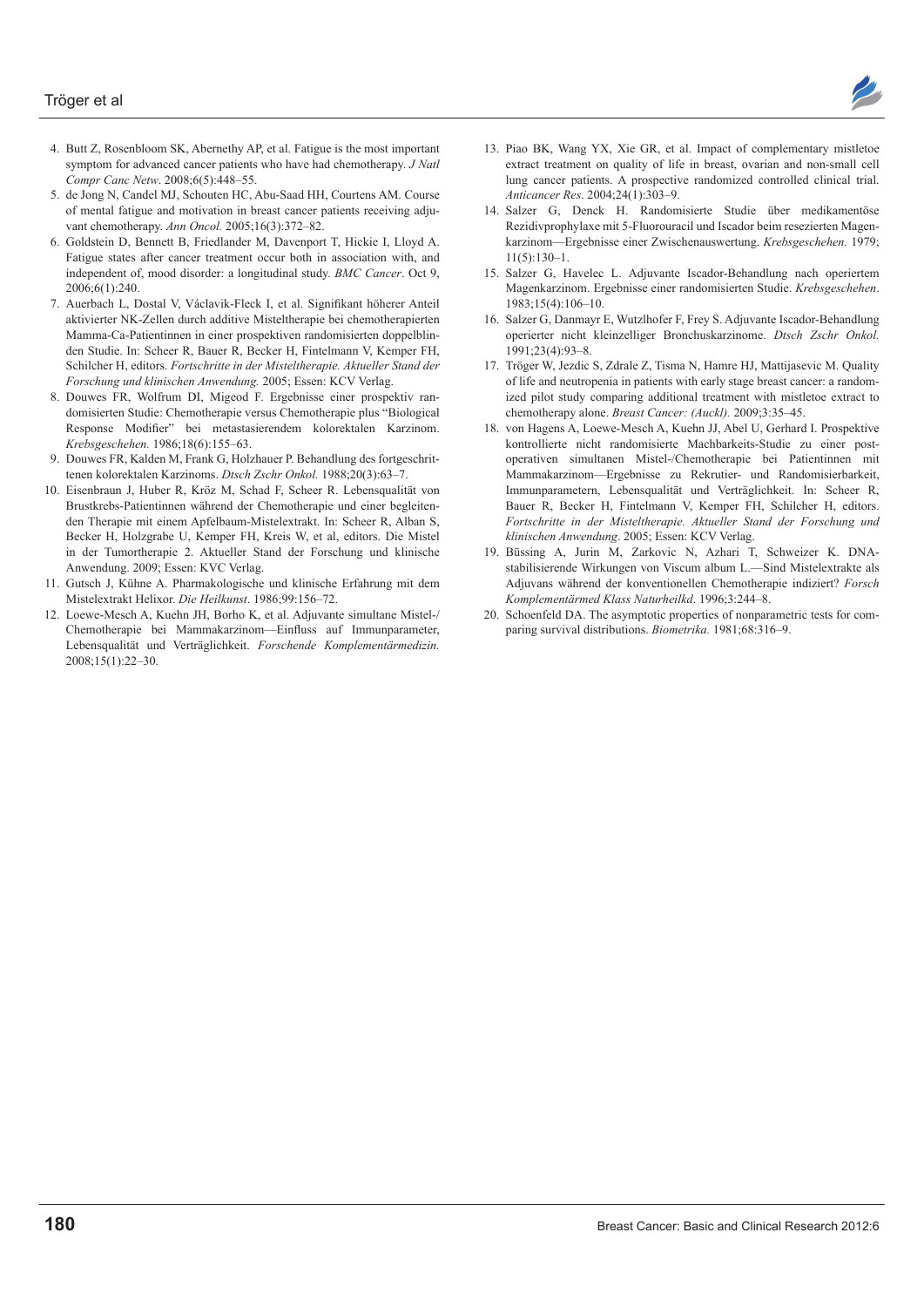4. Butt Z, Rosenbloom SK, Abernethy AP, et al. Fatigue is the most important symptom for advanced cancer patients who have had chemotherapy. *J Natl Compr Canc Netw*. 2008;6(5):448–55.
5. de Jong N, Candel MJ, Schouten HC, Abu-Saad HH, Courtens AM. Course of mental fatigue and motivation in breast cancer patients receiving adjuvant chemotherapy. *Ann Oncol.* 2005;16(3):372–82.
6. Goldstein D, Bennett B, Friedlander M, Davenport T, Hickie I, Lloyd A. Fatigue states after cancer treatment occur both in association with, and independent of, mood disorder: a longitudinal study. *BMC Cancer*. Oct 9, 2006;6(1):240.
7. Auerbach L, Dostal V, Václavik-Fleck I, et al. Signifikant höherer Anteil aktivierter NK-Zellen durch additive Misteltherapie bei chemotherapierten Mamma-Ca-Patientinnen in einer prospektiven randomisierten doppelblinden Studie. In: Scheer R, Bauer R, Becker H, Fintelmann V, Kemper FH, Schilcher H, editors. *Fortschritte in der Misteltherapie. Aktueller Stand der Forschung und klinischen Anwendung.* 2005; Essen: KCV Verlag.
8. Douwes FR, Wolfrum DI, Migeod F. Ergebnisse einer prospektiv randomisierten Studie: Chemotherapie versus Chemotherapie plus "Biological Response Modifier" bei metastasierendem kolorektalen Karzinom. *Krebsgeschehen.* 1986;18(6):155–63.
9. Douwes FR, Kalden M, Frank G, Holzhauer P. Behandlung des fortgeschrittenen kolorektalen Karzinoms. *Dtsch Zschr Onkol.* 1988;20(3):63–7.
10. Eisenbraun J, Huber R, Kröz M, Schad F, Scheer R. Lebensqualität von Brustkrebs-Patientinnen während der Chemotherapie und einer begleitenden Therapie mit einem Apfelbaum-Mistelextrakt. In: Scheer R, Alban S, Becker H, Holzgrabe U, Kemper FH, Kreis W, et al, editors. Die Mistel in der Tumortherapie 2. Aktueller Stand der Forschung und klinische Anwendung. 2009; Essen: KVC Verlag.
11. Gutsch J, Kühne A. Pharmakologische und klinische Erfahrung mit dem Mistelextrakt Helixor. *Die Heilkunst*. 1986;99:156–72.
12. Loewe-Mesch A, Kuehn JH, Borho K, et al. Adjuvante simultane Mistel-/Chemotherapie bei Mammakarzinom—Einfluss auf Immunparameter, Lebensqualität und Verträglichkeit. *Forschende Komplementärmedizin.* 2008;15(1):22–30.
13. Piao BK, Wang YX, Xie GR, et al. Impact of complementary mistletoe extract treatment on quality of life in breast, ovarian and non-small cell lung cancer patients. A prospective randomized controlled clinical trial. *Anticancer Res*. 2004;24(1):303–9.
14. Salzer G, Denck H. Randomisierte Studie über medikamentöse Rezidivprophylaxe mit 5-Fluorouracil und Iscador beim resezierten Magenkarzinom—Ergebnisse einer Zwischenauswertung. *Krebsgeschehen.* 1979; 11(5):130–1.
15. Salzer G, Havelec L. Adjuvante Iscador-Behandlung nach operiertem Magenkarzinom. Ergebnisse einer randomisierten Studie. *Krebsgeschehen*. 1983;15(4):106–10.
16. Salzer G, Danmayr E, Wutzlhofer F, Frey S. Adjuvante Iscador-Behandlung operierter nicht kleinzelliger Bronchuskarzinome. *Dtsch Zschr Onkol.* 1991;23(4):93–8.
17. Tröger W, Jezdic S, Zdrale Z, Tisma N, Hamre HJ, Mattijasevic M. Quality of life and neutropenia in patients with early stage breast cancer: a randomized pilot study comparing additional treatment with mistletoe extract to chemotherapy alone. *Breast Cancer: (Auckl).* 2009;3:35–45.
18. von Hagens A, Loewe-Mesch A, Kuehn JJ, Abel U, Gerhard I. Prospektive kontrollierte nicht randomisierte Machbarkeits-Studie zu einer postoperativen simultanen Mistel-/Chemotherapie bei Patientinnen mit Mammakarzinom—Ergebnisse zu Rekrutier- und Randomisierbarkeit, Immunparametern, Lebensqualität und Verträglichkeit. In: Scheer R, Bauer R, Becker H, Fintelmann V, Kemper FH, Schilcher H, editors. *Fortschritte in der Misteltherapie. Aktueller Stand der Forschung und klinischen Anwendung*. 2005; Essen: KCV Verlag.
19. Büssing A, Jurin M, Zarkovic N, Azhari T, Schweizer K. DNA-stabilisierende Wirkungen von Viscum album L.—Sind Mistelextrakte als Adjuvans während der konventionellen Chemotherapie indiziert? *Forsch Komplementärmed Klass Naturheilkd*. 1996;3:244–8.
20. Schoenfeld DA. The asymptotic properties of nonparametric tests for comparing survival distributions. *Biometrika.* 1981;68:316–9.